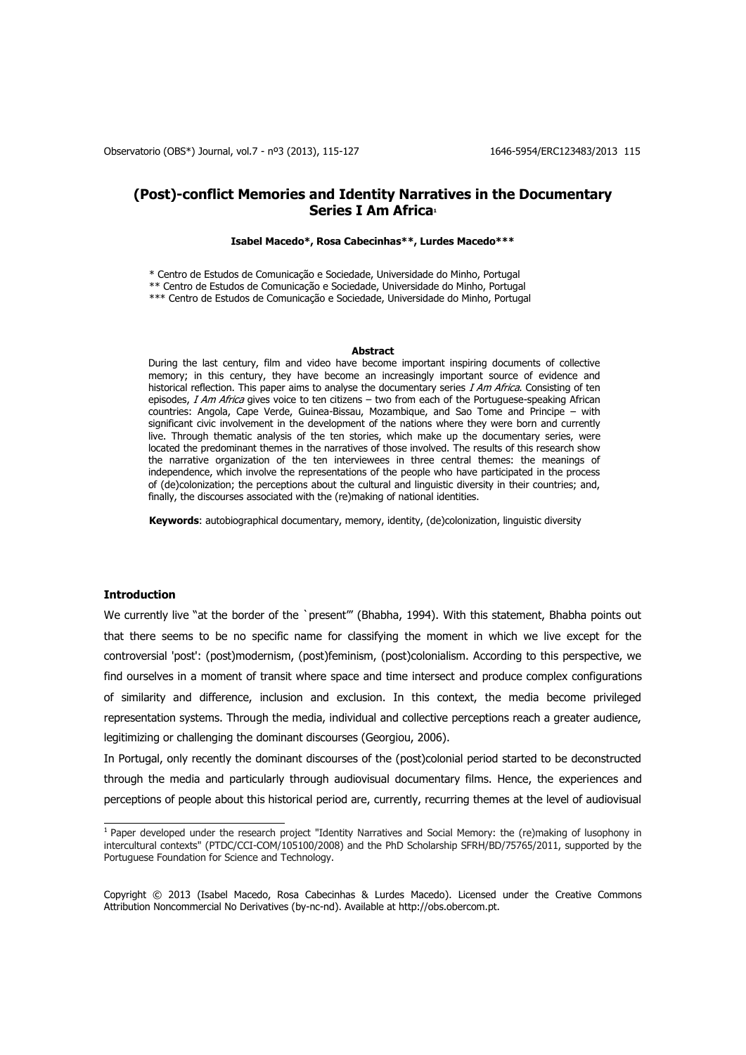# (Post)-conflict Memories and Identity Narratives in the Documentary Series I Am Africa[1]

**Isabel Macedo*, Rosa Cabecinhas**, Lurdes Macedo*****

\* Centro de Estudos de Comunicação e Sociedade, Universidade do Minho, Portugal
\*\* Centro de Estudos de Comunicação e Sociedade, Universidade do Minho, Portugal
\*\*\* Centro de Estudos de Comunicação e Sociedade, Universidade do Minho, Portugal

**Abstract**

During the last century, film and video have become important inspiring documents of collective memory; in this century, they have become an increasingly important source of evidence and historical reflection. This paper aims to analyse the documentary series *I Am Africa*. Consisting of ten episodes, *I Am Africa* gives voice to ten citizens – two from each of the Portuguese-speaking African countries: Angola, Cape Verde, Guinea-Bissau, Mozambique, and Sao Tome and Principe – with significant civic involvement in the development of the nations where they were born and currently live. Through thematic analysis of the ten stories, which make up the documentary series, were located the predominant themes in the narratives of those involved. The results of this research show the narrative organization of the ten interviewees in three central themes: the meanings of independence, which involve the representations of the people who have participated in the process of (de)colonization; the perceptions about the cultural and linguistic diversity in their countries; and, finally, the discourses associated with the (re)making of national identities.

**Keywords**: autobiographical documentary, memory, identity, (de)colonization, linguistic diversity

## Introduction

We currently live "at the border of the \`present'" (Bhabha, 1994). With this statement, Bhabha points out that there seems to be no specific name for classifying the moment in which we live except for the controversial 'post': (post)modernism, (post)feminism, (post)colonialism. According to this perspective, we find ourselves in a moment of transit where space and time intersect and produce complex configurations of similarity and difference, inclusion and exclusion. In this context, the media become privileged representation systems. Through the media, individual and collective perceptions reach a greater audience, legitimizing or challenging the dominant discourses (Georgiou, 2006).

In Portugal, only recently the dominant discourses of the (post)colonial period started to be deconstructed through the media and particularly through audiovisual documentary films. Hence, the experiences and perceptions of people about this historical period are, currently, recurring themes at the level of audiovisual

---

[1] Paper developed under the research project "Identity Narratives and Social Memory: the (re)making of lusophony in intercultural contexts" (PTDC/CCI-COM/105100/2008) and the PhD Scholarship SFRH/BD/75765/2011, supported by the Portuguese Foundation for Science and Technology.

Copyright © 2013 (Isabel Macedo, Rosa Cabecinhas & Lurdes Macedo). Licensed under the Creative Commons Attribution Noncommercial No Derivatives (by-nc-nd). Available at http://obs.obercom.pt.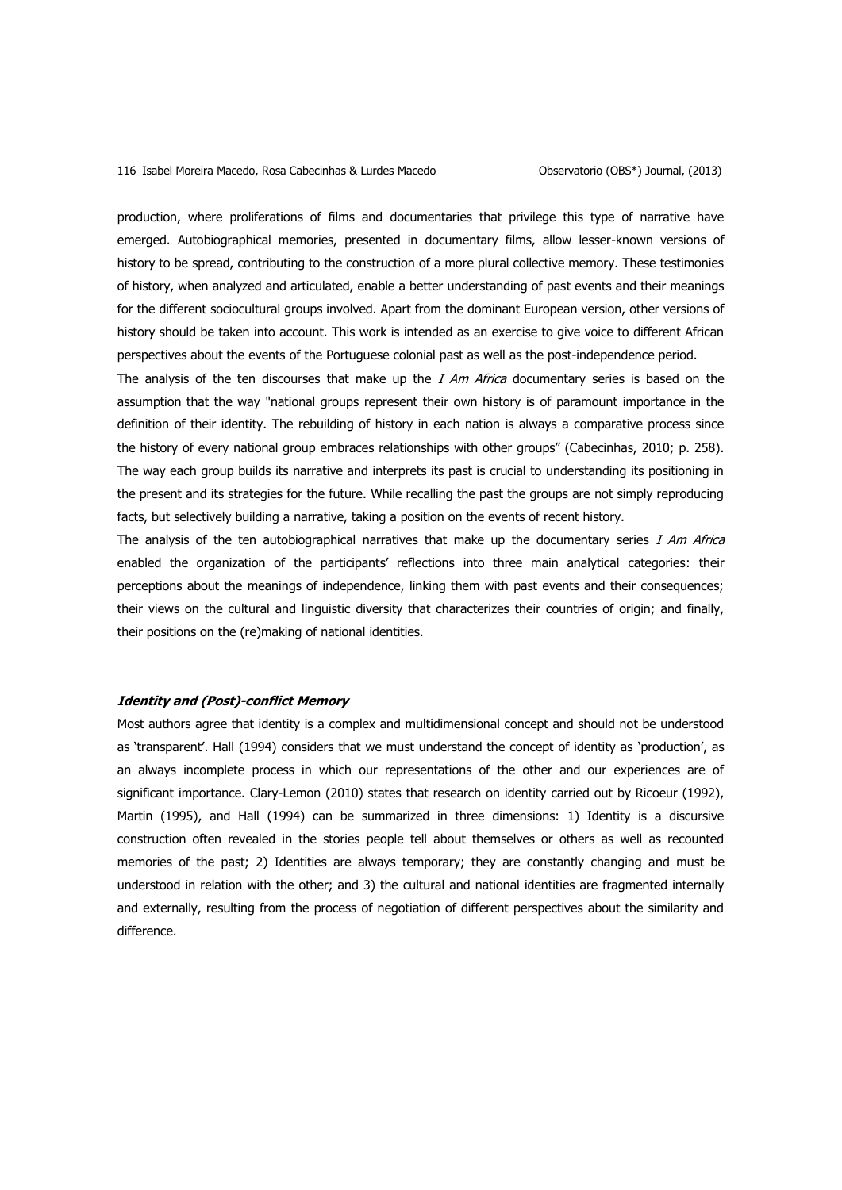production, where proliferations of films and documentaries that privilege this type of narrative have emerged. Autobiographical memories, presented in documentary films, allow lesser-known versions of history to be spread, contributing to the construction of a more plural collective memory. These testimonies of history, when analyzed and articulated, enable a better understanding of past events and their meanings for the different sociocultural groups involved. Apart from the dominant European version, other versions of history should be taken into account. This work is intended as an exercise to give voice to different African perspectives about the events of the Portuguese colonial past as well as the post-independence period.

The analysis of the ten discourses that make up the *I Am Africa* documentary series is based on the assumption that the way "national groups represent their own history is of paramount importance in the definition of their identity. The rebuilding of history in each nation is always a comparative process since the history of every national group embraces relationships with other groups" (Cabecinhas, 2010; p. 258). The way each group builds its narrative and interprets its past is crucial to understanding its positioning in the present and its strategies for the future. While recalling the past the groups are not simply reproducing facts, but selectively building a narrative, taking a position on the events of recent history.

The analysis of the ten autobiographical narratives that make up the documentary series *I Am Africa* enabled the organization of the participants' reflections into three main analytical categories: their perceptions about the meanings of independence, linking them with past events and their consequences; their views on the cultural and linguistic diversity that characterizes their countries of origin; and finally, their positions on the (re)making of national identities.

### Identity and (Post)-conflict Memory

Most authors agree that identity is a complex and multidimensional concept and should not be understood as 'transparent'. Hall (1994) considers that we must understand the concept of identity as 'production', as an always incomplete process in which our representations of the other and our experiences are of significant importance. Clary-Lemon (2010) states that research on identity carried out by Ricoeur (1992), Martin (1995), and Hall (1994) can be summarized in three dimensions: 1) Identity is a discursive construction often revealed in the stories people tell about themselves or others as well as recounted memories of the past; 2) Identities are always temporary; they are constantly changing and must be understood in relation with the other; and 3) the cultural and national identities are fragmented internally and externally, resulting from the process of negotiation of different perspectives about the similarity and difference.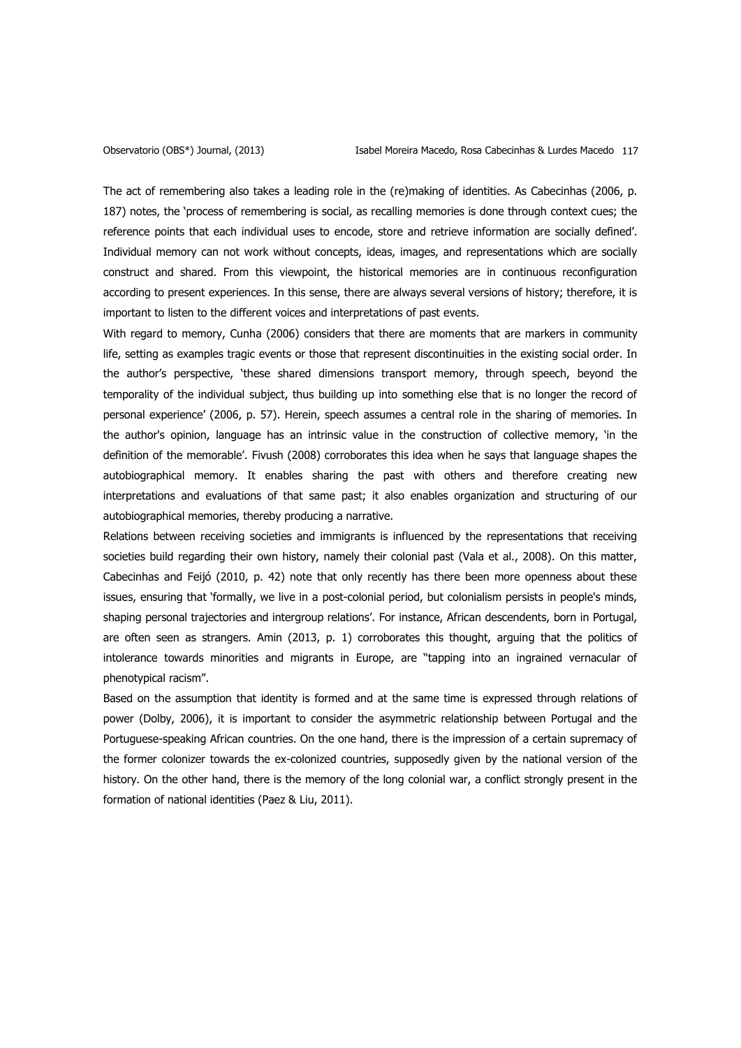The act of remembering also takes a leading role in the (re)making of identities. As Cabecinhas (2006, p. 187) notes, the 'process of remembering is social, as recalling memories is done through context cues; the reference points that each individual uses to encode, store and retrieve information are socially defined'. Individual memory can not work without concepts, ideas, images, and representations which are socially construct and shared. From this viewpoint, the historical memories are in continuous reconfiguration according to present experiences. In this sense, there are always several versions of history; therefore, it is important to listen to the different voices and interpretations of past events.

With regard to memory, Cunha (2006) considers that there are moments that are markers in community life, setting as examples tragic events or those that represent discontinuities in the existing social order. In the author's perspective, 'these shared dimensions transport memory, through speech, beyond the temporality of the individual subject, thus building up into something else that is no longer the record of personal experience' (2006, p. 57). Herein, speech assumes a central role in the sharing of memories. In the author's opinion, language has an intrinsic value in the construction of collective memory, 'in the definition of the memorable'. Fivush (2008) corroborates this idea when he says that language shapes the autobiographical memory. It enables sharing the past with others and therefore creating new interpretations and evaluations of that same past; it also enables organization and structuring of our autobiographical memories, thereby producing a narrative.

Relations between receiving societies and immigrants is influenced by the representations that receiving societies build regarding their own history, namely their colonial past (Vala et al., 2008). On this matter, Cabecinhas and Feijó (2010, p. 42) note that only recently has there been more openness about these issues, ensuring that 'formally, we live in a post-colonial period, but colonialism persists in people's minds, shaping personal trajectories and intergroup relations'. For instance, African descendents, born in Portugal, are often seen as strangers. Amin (2013, p. 1) corroborates this thought, arguing that the politics of intolerance towards minorities and migrants in Europe, are "tapping into an ingrained vernacular of phenotypical racism".

Based on the assumption that identity is formed and at the same time is expressed through relations of power (Dolby, 2006), it is important to consider the asymmetric relationship between Portugal and the Portuguese-speaking African countries. On the one hand, there is the impression of a certain supremacy of the former colonizer towards the ex-colonized countries, supposedly given by the national version of the history. On the other hand, there is the memory of the long colonial war, a conflict strongly present in the formation of national identities (Paez & Liu, 2011).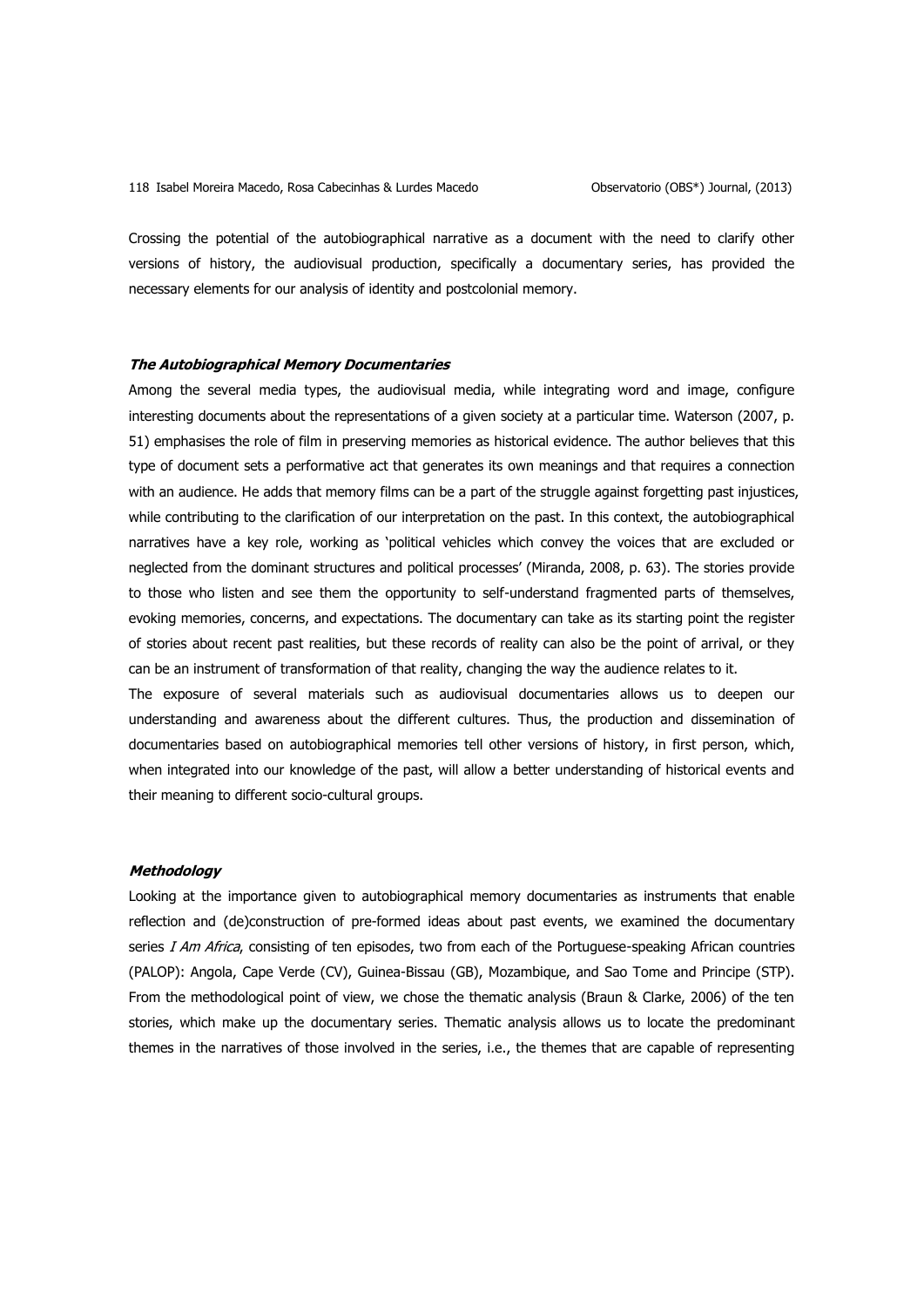Crossing the potential of the autobiographical narrative as a document with the need to clarify other versions of history, the audiovisual production, specifically a documentary series, has provided the necessary elements for our analysis of identity and postcolonial memory.

### ***The Autobiographical Memory Documentaries***

Among the several media types, the audiovisual media, while integrating word and image, configure interesting documents about the representations of a given society at a particular time. Waterson (2007, p. 51) emphasises the role of film in preserving memories as historical evidence. The author believes that this type of document sets a performative act that generates its own meanings and that requires a connection with an audience. He adds that memory films can be a part of the struggle against forgetting past injustices, while contributing to the clarification of our interpretation on the past. In this context, the autobiographical narratives have a key role, working as 'political vehicles which convey the voices that are excluded or neglected from the dominant structures and political processes' (Miranda, 2008, p. 63). The stories provide to those who listen and see them the opportunity to self-understand fragmented parts of themselves, evoking memories, concerns, and expectations. The documentary can take as its starting point the register of stories about recent past realities, but these records of reality can also be the point of arrival, or they can be an instrument of transformation of that reality, changing the way the audience relates to it.

The exposure of several materials such as audiovisual documentaries allows us to deepen our understanding and awareness about the different cultures. Thus, the production and dissemination of documentaries based on autobiographical memories tell other versions of history, in first person, which, when integrated into our knowledge of the past, will allow a better understanding of historical events and their meaning to different socio-cultural groups.

### ***Methodology***

Looking at the importance given to autobiographical memory documentaries as instruments that enable reflection and (de)construction of pre-formed ideas about past events, we examined the documentary series *I Am Africa*, consisting of ten episodes, two from each of the Portuguese-speaking African countries (PALOP): Angola, Cape Verde (CV), Guinea-Bissau (GB), Mozambique, and Sao Tome and Principe (STP). From the methodological point of view, we chose the thematic analysis (Braun & Clarke, 2006) of the ten stories, which make up the documentary series. Thematic analysis allows us to locate the predominant themes in the narratives of those involved in the series, i.e., the themes that are capable of representing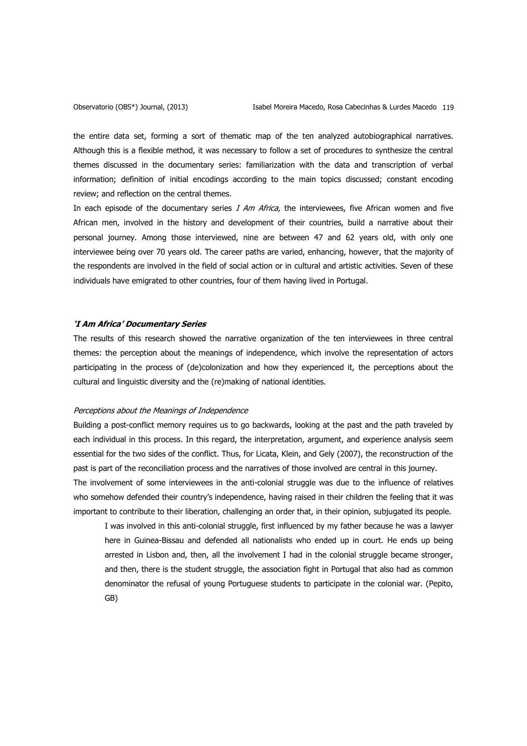the entire data set, forming a sort of thematic map of the ten analyzed autobiographical narratives. Although this is a flexible method, it was necessary to follow a set of procedures to synthesize the central themes discussed in the documentary series: familiarization with the data and transcription of verbal information; definition of initial encodings according to the main topics discussed; constant encoding review; and reflection on the central themes.

In each episode of the documentary series *I Am Africa,* the interviewees, five African women and five African men, involved in the history and development of their countries, build a narrative about their personal journey. Among those interviewed, nine are between 47 and 62 years old, with only one interviewee being over 70 years old. The career paths are varied, enhancing, however, that the majority of the respondents are involved in the field of social action or in cultural and artistic activities. Seven of these individuals have emigrated to other countries, four of them having lived in Portugal.

### *'I Am Africa' Documentary Series*

The results of this research showed the narrative organization of the ten interviewees in three central themes: the perception about the meanings of independence, which involve the representation of actors participating in the process of (de)colonization and how they experienced it, the perceptions about the cultural and linguistic diversity and the (re)making of national identities.

#### *Perceptions about the Meanings of Independence*

Building a post-conflict memory requires us to go backwards, looking at the past and the path traveled by each individual in this process. In this regard, the interpretation, argument, and experience analysis seem essential for the two sides of the conflict. Thus, for Licata, Klein, and Gely (2007), the reconstruction of the past is part of the reconciliation process and the narratives of those involved are central in this journey.

The involvement of some interviewees in the anti-colonial struggle was due to the influence of relatives who somehow defended their country's independence, having raised in their children the feeling that it was important to contribute to their liberation, challenging an order that, in their opinion, subjugated its people.

> I was involved in this anti-colonial struggle, first influenced by my father because he was a lawyer here in Guinea-Bissau and defended all nationalists who ended up in court. He ends up being arrested in Lisbon and, then, all the involvement I had in the colonial struggle became stronger, and then, there is the student struggle, the association fight in Portugal that also had as common denominator the refusal of young Portuguese students to participate in the colonial war. (Pepito, GB)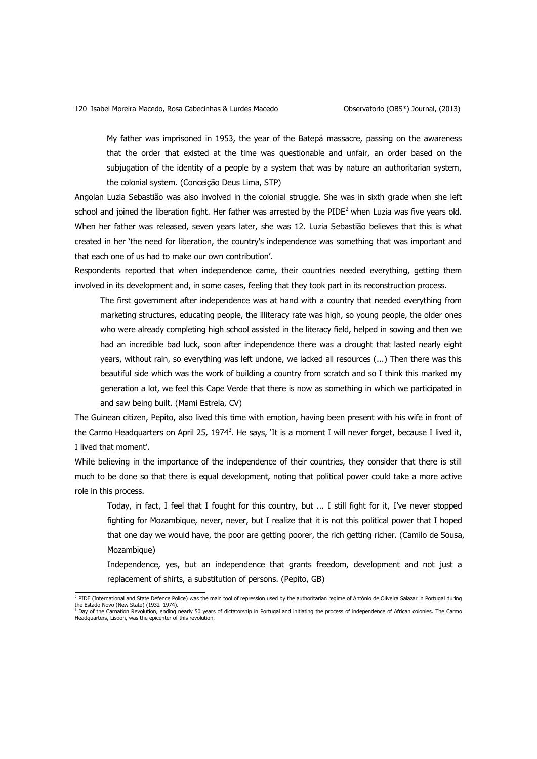> My father was imprisoned in 1953, the year of the Batepá massacre, passing on the awareness that the order that existed at the time was questionable and unfair, an order based on the subjugation of the identity of a people by a system that was by nature an authoritarian system, the colonial system. (Conceição Deus Lima, STP)

Angolan Luzia Sebastião was also involved in the colonial struggle. She was in sixth grade when she left school and joined the liberation fight. Her father was arrested by the PIDE[2] when Luzia was five years old. When her father was released, seven years later, she was 12. Luzia Sebastião believes that this is what created in her 'the need for liberation, the country's independence was something that was important and that each one of us had to make our own contribution'.

Respondents reported that when independence came, their countries needed everything, getting them involved in its development and, in some cases, feeling that they took part in its reconstruction process.

> The first government after independence was at hand with a country that needed everything from marketing structures, educating people, the illiteracy rate was high, so young people, the older ones who were already completing high school assisted in the literacy field, helped in sowing and then we had an incredible bad luck, soon after independence there was a drought that lasted nearly eight years, without rain, so everything was left undone, we lacked all resources (...) Then there was this beautiful side which was the work of building a country from scratch and so I think this marked my generation a lot, we feel this Cape Verde that there is now as something in which we participated in and saw being built. (Mami Estrela, CV)

The Guinean citizen, Pepito, also lived this time with emotion, having been present with his wife in front of the Carmo Headquarters on April 25, 1974[3]. He says, 'It is a moment I will never forget, because I lived it, I lived that moment'.

While believing in the importance of the independence of their countries, they consider that there is still much to be done so that there is equal development, noting that political power could take a more active role in this process.

> Today, in fact, I feel that I fought for this country, but ... I still fight for it, I've never stopped fighting for Mozambique, never, never, but I realize that it is not this political power that I hoped that one day we would have, the poor are getting poorer, the rich getting richer. (Camilo de Sousa, Mozambique)

> Independence, yes, but an independence that grants freedom, development and not just a replacement of shirts, a substitution of persons. (Pepito, GB)

---

[2] PIDE (International and State Defence Police) was the main tool of repression used by the authoritarian regime of António de Oliveira Salazar in Portugal during the Estado Novo (New State) (1932–1974).

[3] Day of the Carnation Revolution, ending nearly 50 years of dictatorship in Portugal and initiating the process of independence of African colonies. The Carmo Headquarters, Lisbon, was the epicenter of this revolution.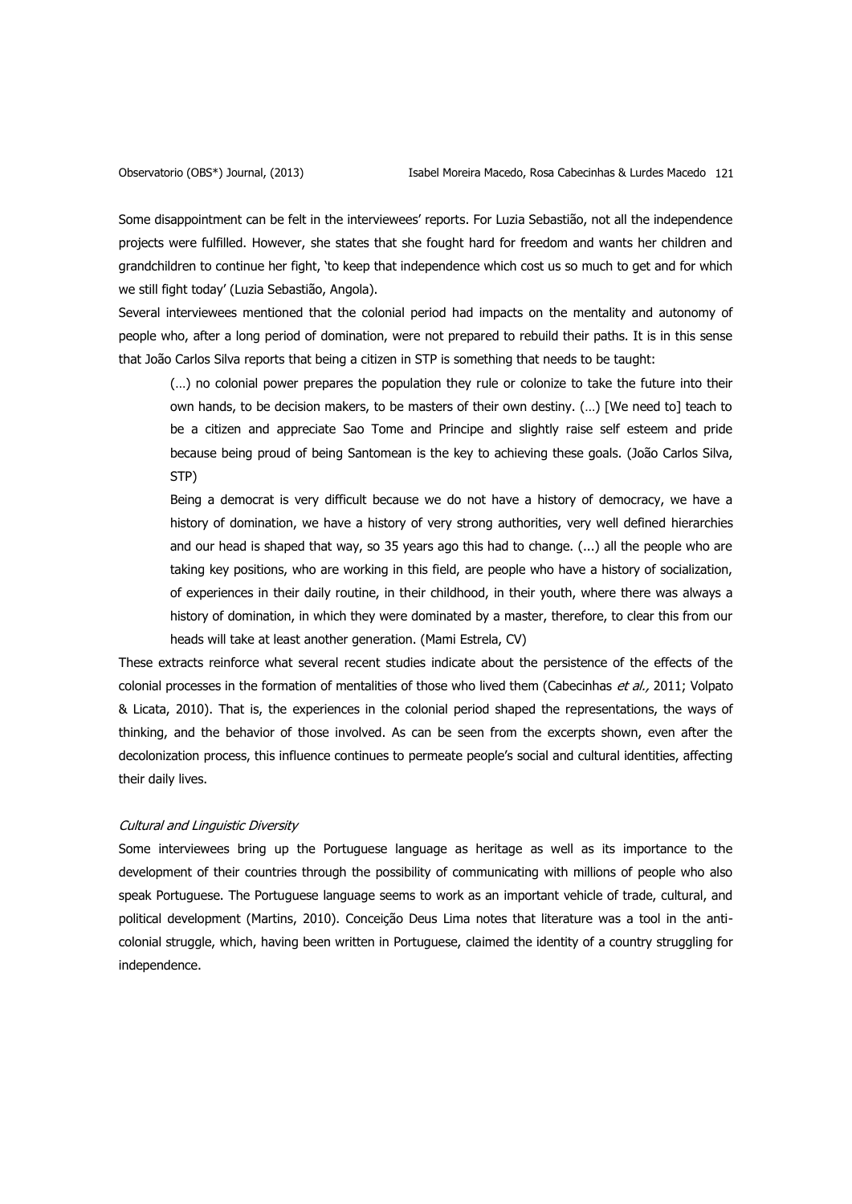Some disappointment can be felt in the interviewees' reports. For Luzia Sebastião, not all the independence projects were fulfilled. However, she states that she fought hard for freedom and wants her children and grandchildren to continue her fight, 'to keep that independence which cost us so much to get and for which we still fight today' (Luzia Sebastião, Angola).

Several interviewees mentioned that the colonial period had impacts on the mentality and autonomy of people who, after a long period of domination, were not prepared to rebuild their paths. It is in this sense that João Carlos Silva reports that being a citizen in STP is something that needs to be taught:

> (…) no colonial power prepares the population they rule or colonize to take the future into their own hands, to be decision makers, to be masters of their own destiny. (…) [We need to] teach to be a citizen and appreciate Sao Tome and Principe and slightly raise self esteem and pride because being proud of being Santomean is the key to achieving these goals. (João Carlos Silva, STP)
>
> Being a democrat is very difficult because we do not have a history of democracy, we have a history of domination, we have a history of very strong authorities, very well defined hierarchies and our head is shaped that way, so 35 years ago this had to change. (...) all the people who are taking key positions, who are working in this field, are people who have a history of socialization, of experiences in their daily routine, in their childhood, in their youth, where there was always a history of domination, in which they were dominated by a master, therefore, to clear this from our heads will take at least another generation. (Mami Estrela, CV)

These extracts reinforce what several recent studies indicate about the persistence of the effects of the colonial processes in the formation of mentalities of those who lived them (Cabecinhas *et al.,* 2011; Volpato & Licata, 2010). That is, the experiences in the colonial period shaped the representations, the ways of thinking, and the behavior of those involved. As can be seen from the excerpts shown, even after the decolonization process, this influence continues to permeate people's social and cultural identities, affecting their daily lives.

### *Cultural and Linguistic Diversity*

Some interviewees bring up the Portuguese language as heritage as well as its importance to the development of their countries through the possibility of communicating with millions of people who also speak Portuguese. The Portuguese language seems to work as an important vehicle of trade, cultural, and political development (Martins, 2010). Conceição Deus Lima notes that literature was a tool in the anti-colonial struggle, which, having been written in Portuguese, claimed the identity of a country struggling for independence.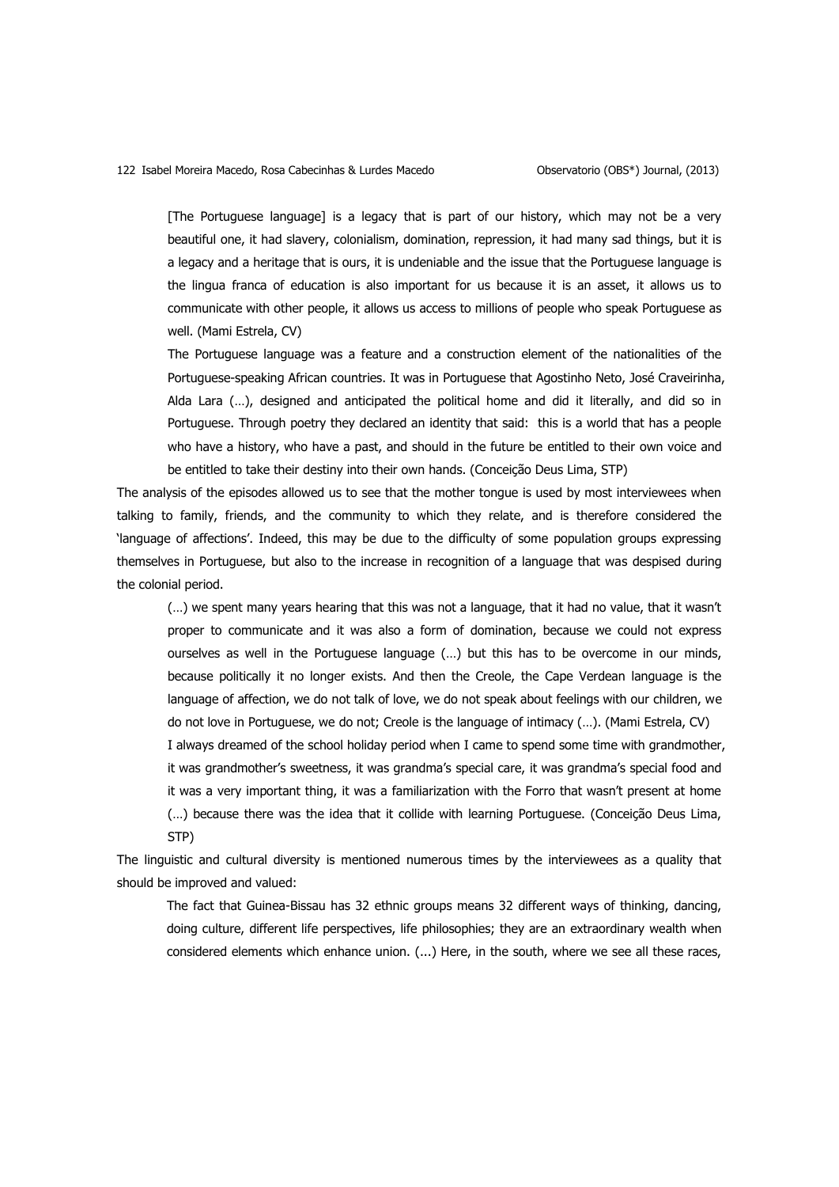> [The Portuguese language] is a legacy that is part of our history, which may not be a very beautiful one, it had slavery, colonialism, domination, repression, it had many sad things, but it is a legacy and a heritage that is ours, it is undeniable and the issue that the Portuguese language is the lingua franca of education is also important for us because it is an asset, it allows us to communicate with other people, it allows us access to millions of people who speak Portuguese as well. (Mami Estrela, CV)

> The Portuguese language was a feature and a construction element of the nationalities of the Portuguese-speaking African countries. It was in Portuguese that Agostinho Neto, José Craveirinha, Alda Lara (…), designed and anticipated the political home and did it literally, and did so in Portuguese. Through poetry they declared an identity that said: this is a world that has a people who have a history, who have a past, and should in the future be entitled to their own voice and be entitled to take their destiny into their own hands. (Conceição Deus Lima, STP)

The analysis of the episodes allowed us to see that the mother tongue is used by most interviewees when talking to family, friends, and the community to which they relate, and is therefore considered the 'language of affections'. Indeed, this may be due to the difficulty of some population groups expressing themselves in Portuguese, but also to the increase in recognition of a language that was despised during the colonial period.

> (…) we spent many years hearing that this was not a language, that it had no value, that it wasn't proper to communicate and it was also a form of domination, because we could not express ourselves as well in the Portuguese language (…) but this has to be overcome in our minds, because politically it no longer exists. And then the Creole, the Cape Verdean language is the language of affection, we do not talk of love, we do not speak about feelings with our children, we do not love in Portuguese, we do not; Creole is the language of intimacy (…). (Mami Estrela, CV)

> I always dreamed of the school holiday period when I came to spend some time with grandmother, it was grandmother's sweetness, it was grandma's special care, it was grandma's special food and it was a very important thing, it was a familiarization with the Forro that wasn't present at home (…) because there was the idea that it collide with learning Portuguese. (Conceição Deus Lima, STP)

The linguistic and cultural diversity is mentioned numerous times by the interviewees as a quality that should be improved and valued:

> The fact that Guinea-Bissau has 32 ethnic groups means 32 different ways of thinking, dancing, doing culture, different life perspectives, life philosophies; they are an extraordinary wealth when considered elements which enhance union. (...) Here, in the south, where we see all these races,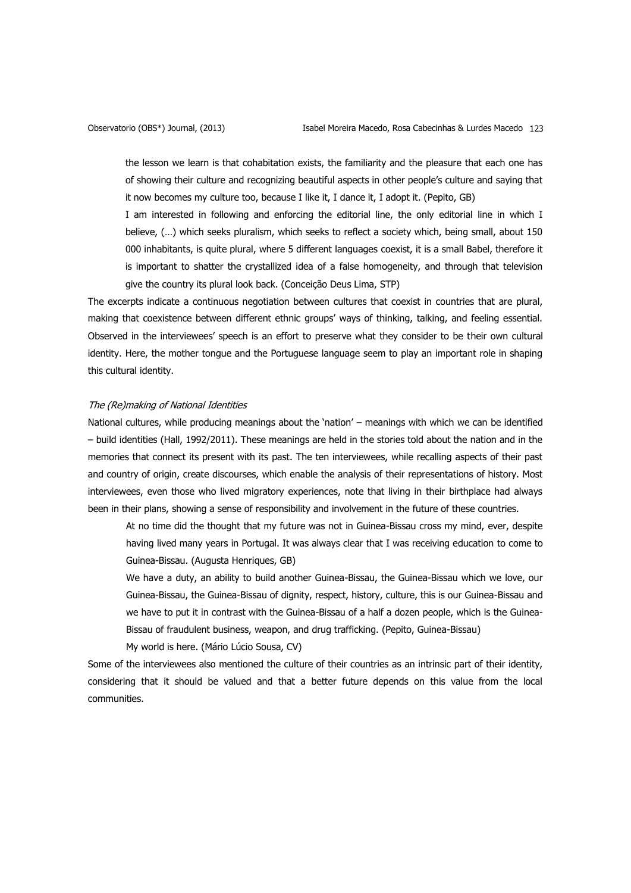> the lesson we learn is that cohabitation exists, the familiarity and the pleasure that each one has of showing their culture and recognizing beautiful aspects in other people's culture and saying that it now becomes my culture too, because I like it, I dance it, I adopt it. (Pepito, GB)

> I am interested in following and enforcing the editorial line, the only editorial line in which I believe, (…) which seeks pluralism, which seeks to reflect a society which, being small, about 150 000 inhabitants, is quite plural, where 5 different languages coexist, it is a small Babel, therefore it is important to shatter the crystallized idea of a false homogeneity, and through that television give the country its plural look back. (Conceição Deus Lima, STP)

The excerpts indicate a continuous negotiation between cultures that coexist in countries that are plural, making that coexistence between different ethnic groups' ways of thinking, talking, and feeling essential. Observed in the interviewees' speech is an effort to preserve what they consider to be their own cultural identity. Here, the mother tongue and the Portuguese language seem to play an important role in shaping this cultural identity.

### *The (Re)making of National Identities*

National cultures, while producing meanings about the 'nation' – meanings with which we can be identified – build identities (Hall, 1992/2011). These meanings are held in the stories told about the nation and in the memories that connect its present with its past. The ten interviewees, while recalling aspects of their past and country of origin, create discourses, which enable the analysis of their representations of history. Most interviewees, even those who lived migratory experiences, note that living in their birthplace had always been in their plans, showing a sense of responsibility and involvement in the future of these countries.

> At no time did the thought that my future was not in Guinea-Bissau cross my mind, ever, despite having lived many years in Portugal. It was always clear that I was receiving education to come to Guinea-Bissau. (Augusta Henriques, GB)

> We have a duty, an ability to build another Guinea-Bissau, the Guinea-Bissau which we love, our Guinea-Bissau, the Guinea-Bissau of dignity, respect, history, culture, this is our Guinea-Bissau and we have to put it in contrast with the Guinea-Bissau of a half a dozen people, which is the Guinea-Bissau of fraudulent business, weapon, and drug trafficking. (Pepito, Guinea-Bissau)

> My world is here. (Mário Lúcio Sousa, CV)

Some of the interviewees also mentioned the culture of their countries as an intrinsic part of their identity, considering that it should be valued and that a better future depends on this value from the local communities.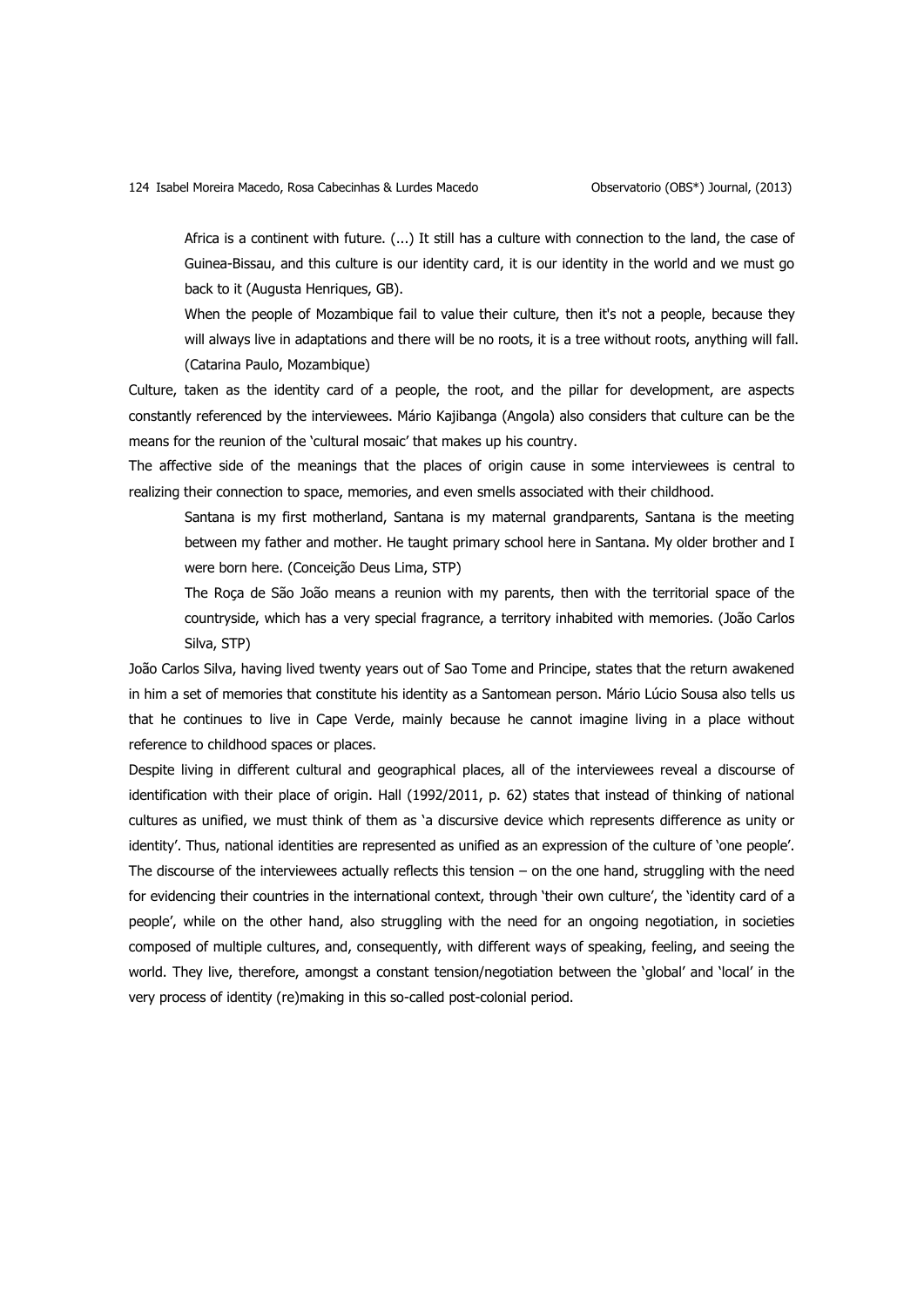> Africa is a continent with future. (...) It still has a culture with connection to the land, the case of Guinea-Bissau, and this culture is our identity card, it is our identity in the world and we must go back to it (Augusta Henriques, GB).
>
> When the people of Mozambique fail to value their culture, then it's not a people, because they will always live in adaptations and there will be no roots, it is a tree without roots, anything will fall. (Catarina Paulo, Mozambique)

Culture, taken as the identity card of a people, the root, and the pillar for development, are aspects constantly referenced by the interviewees. Mário Kajibanga (Angola) also considers that culture can be the means for the reunion of the 'cultural mosaic' that makes up his country.

The affective side of the meanings that the places of origin cause in some interviewees is central to realizing their connection to space, memories, and even smells associated with their childhood.

> Santana is my first motherland, Santana is my maternal grandparents, Santana is the meeting between my father and mother. He taught primary school here in Santana. My older brother and I were born here. (Conceição Deus Lima, STP)
>
> The Roça de São João means a reunion with my parents, then with the territorial space of the countryside, which has a very special fragrance, a territory inhabited with memories. (João Carlos Silva, STP)

João Carlos Silva, having lived twenty years out of Sao Tome and Principe, states that the return awakened in him a set of memories that constitute his identity as a Santomean person. Mário Lúcio Sousa also tells us that he continues to live in Cape Verde, mainly because he cannot imagine living in a place without reference to childhood spaces or places.

Despite living in different cultural and geographical places, all of the interviewees reveal a discourse of identification with their place of origin. Hall (1992/2011, p. 62) states that instead of thinking of national cultures as unified, we must think of them as 'a discursive device which represents difference as unity or identity'. Thus, national identities are represented as unified as an expression of the culture of 'one people'. The discourse of the interviewees actually reflects this tension – on the one hand, struggling with the need for evidencing their countries in the international context, through 'their own culture', the 'identity card of a people', while on the other hand, also struggling with the need for an ongoing negotiation, in societies composed of multiple cultures, and, consequently, with different ways of speaking, feeling, and seeing the world. They live, therefore, amongst a constant tension/negotiation between the 'global' and 'local' in the very process of identity (re)making in this so-called post-colonial period.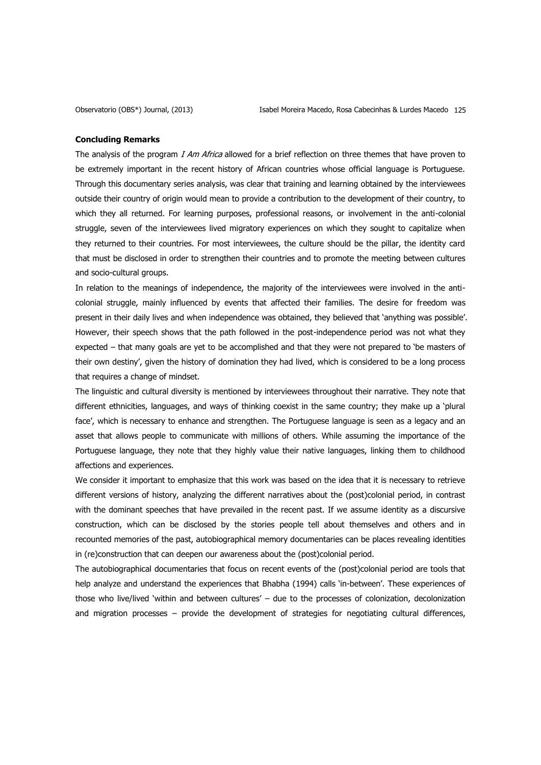**Concluding Remarks**

The analysis of the program *I Am Africa* allowed for a brief reflection on three themes that have proven to be extremely important in the recent history of African countries whose official language is Portuguese. Through this documentary series analysis, was clear that training and learning obtained by the interviewees outside their country of origin would mean to provide a contribution to the development of their country, to which they all returned. For learning purposes, professional reasons, or involvement in the anti-colonial struggle, seven of the interviewees lived migratory experiences on which they sought to capitalize when they returned to their countries. For most interviewees, the culture should be the pillar, the identity card that must be disclosed in order to strengthen their countries and to promote the meeting between cultures and socio-cultural groups.

In relation to the meanings of independence, the majority of the interviewees were involved in the anti-colonial struggle, mainly influenced by events that affected their families. The desire for freedom was present in their daily lives and when independence was obtained, they believed that 'anything was possible'. However, their speech shows that the path followed in the post-independence period was not what they expected – that many goals are yet to be accomplished and that they were not prepared to 'be masters of their own destiny', given the history of domination they had lived, which is considered to be a long process that requires a change of mindset.

The linguistic and cultural diversity is mentioned by interviewees throughout their narrative. They note that different ethnicities, languages, and ways of thinking coexist in the same country; they make up a 'plural face', which is necessary to enhance and strengthen. The Portuguese language is seen as a legacy and an asset that allows people to communicate with millions of others. While assuming the importance of the Portuguese language, they note that they highly value their native languages, linking them to childhood affections and experiences.

We consider it important to emphasize that this work was based on the idea that it is necessary to retrieve different versions of history, analyzing the different narratives about the (post)colonial period, in contrast with the dominant speeches that have prevailed in the recent past. If we assume identity as a discursive construction, which can be disclosed by the stories people tell about themselves and others and in recounted memories of the past, autobiographical memory documentaries can be places revealing identities in (re)construction that can deepen our awareness about the (post)colonial period.

The autobiographical documentaries that focus on recent events of the (post)colonial period are tools that help analyze and understand the experiences that Bhabha (1994) calls 'in-between'. These experiences of those who live/lived 'within and between cultures' – due to the processes of colonization, decolonization and migration processes – provide the development of strategies for negotiating cultural differences,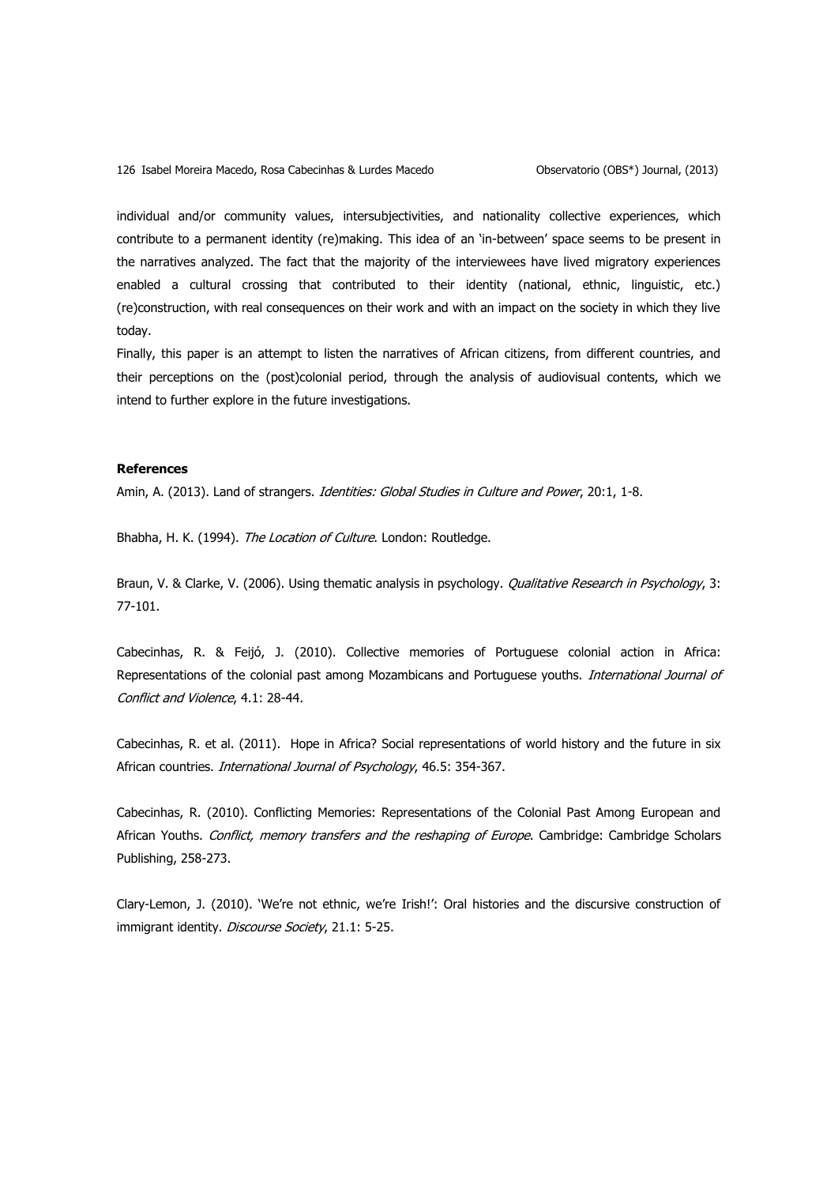individual and/or community values, intersubjectivities, and nationality collective experiences, which contribute to a permanent identity (re)making. This idea of an 'in-between' space seems to be present in the narratives analyzed. The fact that the majority of the interviewees have lived migratory experiences enabled a cultural crossing that contributed to their identity (national, ethnic, linguistic, etc.) (re)construction, with real consequences on their work and with an impact on the society in which they live today.

Finally, this paper is an attempt to listen the narratives of African citizens, from different countries, and their perceptions on the (post)colonial period, through the analysis of audiovisual contents, which we intend to further explore in the future investigations.

**References**

Amin, A. (2013). Land of strangers. *Identities: Global Studies in Culture and Power*, 20:1, 1-8.

Bhabha, H. K. (1994). *The Location of Culture*. London: Routledge.

Braun, V. & Clarke, V. (2006). Using thematic analysis in psychology. *Qualitative Research in Psychology*, 3: 77-101.

Cabecinhas, R. & Feijó, J. (2010). Collective memories of Portuguese colonial action in Africa: Representations of the colonial past among Mozambicans and Portuguese youths. *International Journal of Conflict and Violence*, 4.1: 28-44.

Cabecinhas, R. et al. (2011). Hope in Africa? Social representations of world history and the future in six African countries. *International Journal of Psychology*, 46.5: 354-367.

Cabecinhas, R. (2010). Conflicting Memories: Representations of the Colonial Past Among European and African Youths. *Conflict, memory transfers and the reshaping of Europe*. Cambridge: Cambridge Scholars Publishing, 258-273.

Clary-Lemon, J. (2010). 'We're not ethnic, we're Irish!': Oral histories and the discursive construction of immigrant identity. *Discourse Society*, 21.1: 5-25.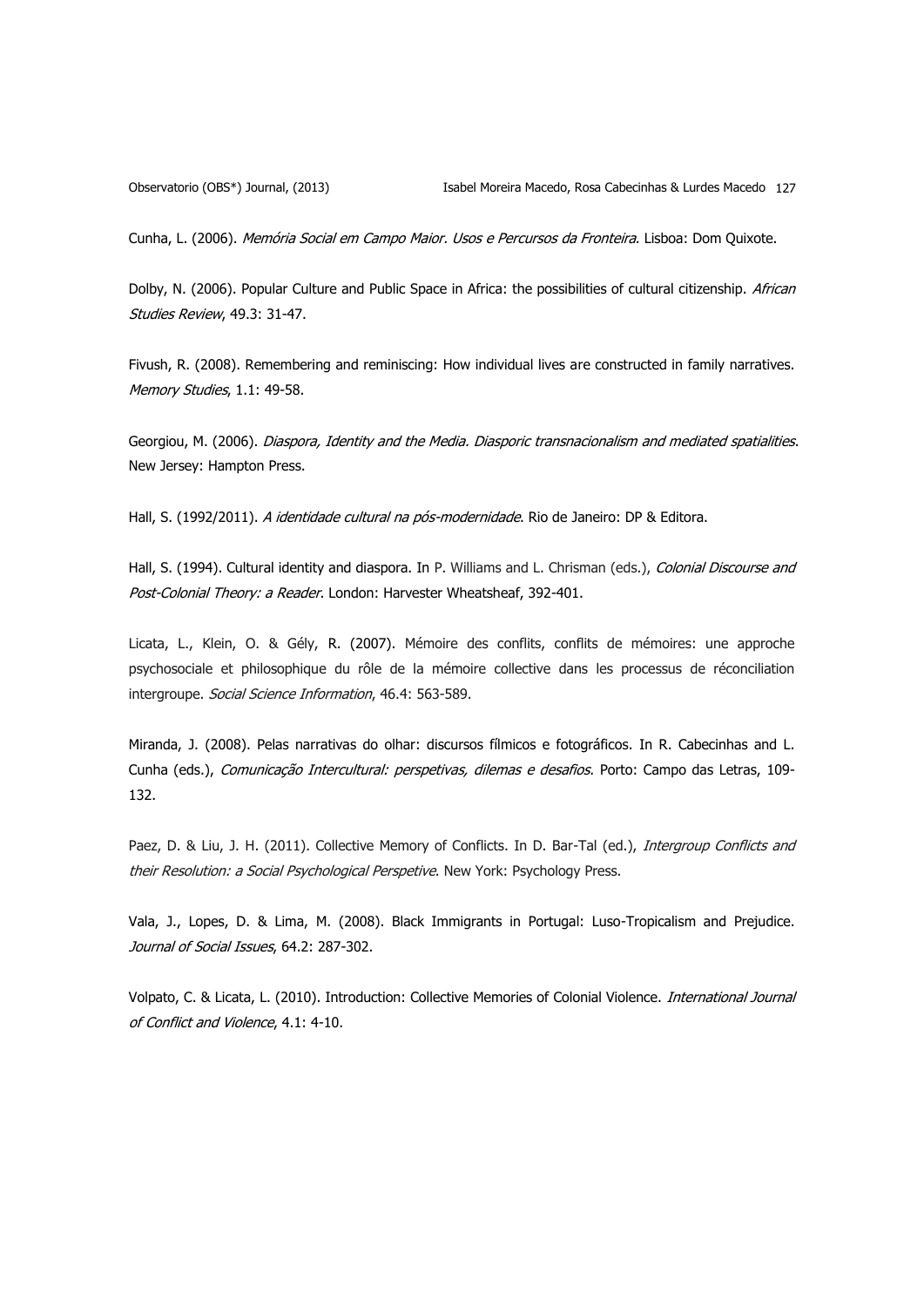Cunha, L. (2006). *Memória Social em Campo Maior. Usos e Percursos da Fronteira*. Lisboa: Dom Quixote.

Dolby, N. (2006). Popular Culture and Public Space in Africa: the possibilities of cultural citizenship. *African Studies Review*, 49.3: 31-47.

Fivush, R. (2008). Remembering and reminiscing: How individual lives are constructed in family narratives. *Memory Studies*, 1.1: 49-58.

Georgiou, M. (2006). *Diaspora, Identity and the Media. Diasporic transnacionalism and mediated spatialities*. New Jersey: Hampton Press.

Hall, S. (1992/2011). *A identidade cultural na pós-modernidade*. Rio de Janeiro: DP & Editora.

Hall, S. (1994). Cultural identity and diaspora. In P. Williams and L. Chrisman (eds.), *Colonial Discourse and Post-Colonial Theory: a Reader*. London: Harvester Wheatsheaf, 392-401.

Licata, L., Klein, O. & Gély, R. (2007). Mémoire des conflits, conflits de mémoires: une approche psychosociale et philosophique du rôle de la mémoire collective dans les processus de réconciliation intergroupe. *Social Science Information*, 46.4: 563-589.

Miranda, J. (2008). Pelas narrativas do olhar: discursos fílmicos e fotográficos. In R. Cabecinhas and L. Cunha (eds.), *Comunicação Intercultural: perspetivas, dilemas e desafios*. Porto: Campo das Letras, 109-132.

Paez, D. & Liu, J. H. (2011). Collective Memory of Conflicts. In D. Bar-Tal (ed.), *Intergroup Conflicts and their Resolution: a Social Psychological Perspetive*. New York: Psychology Press.

Vala, J., Lopes, D. & Lima, M. (2008). Black Immigrants in Portugal: Luso-Tropicalism and Prejudice. *Journal of Social Issues*, 64.2: 287-302.

Volpato, C. & Licata, L. (2010). Introduction: Collective Memories of Colonial Violence. *International Journal of Conflict and Violence*, 4.1: 4-10.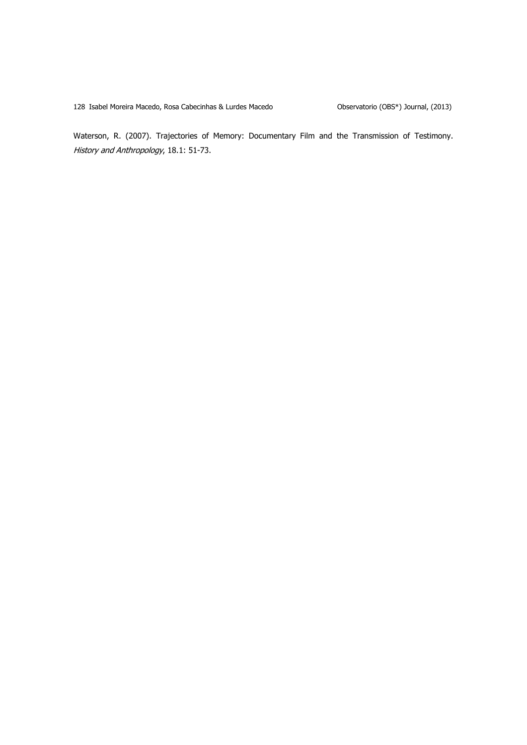Waterson, R. (2007). Trajectories of Memory: Documentary Film and the Transmission of Testimony. *History and Anthropology*, 18.1: 51-73.